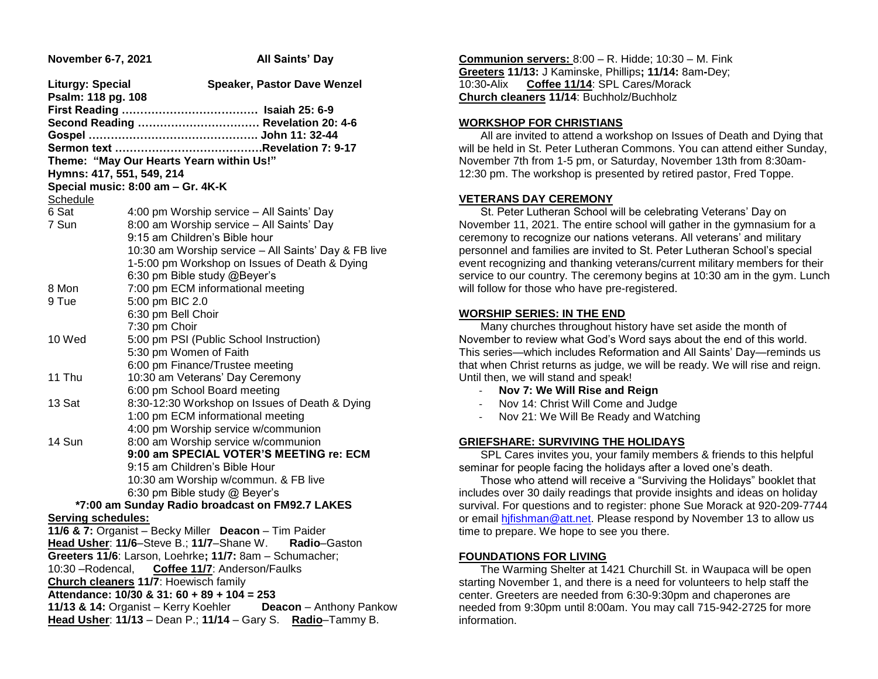**November 6-7, 2021** **All Saints' Day**

**Liturgy: Special** **Speaker, Pastor Dave Wenzel**
**Psalm: 118 pg. 108**
**First Reading ……………………………… Isaiah 25: 6-9**
**Second Reading …………………………… Revelation 20: 4-6**
**Gospel ……………………………………… John 11: 32-44**
**Sermon text …………………………………Revelation 7: 9-17**
**Theme: "May Our Hearts Yearn within Us!"**
**Hymns: 417, 551, 549, 214**
**Special music: 8:00 am – Gr. 4K-K**

Schedule

| | |
|---|---|
| 6 Sat | 4:00 pm Worship service – All Saints' Day |
| 7 Sun | 8:00 am Worship service – All Saints' Day |
| | 9:15 am Children's Bible hour |
| | 10:30 am Worship service – All Saints' Day & FB live |
| | 1-5:00 pm Workshop on Issues of Death & Dying |
| | 6:30 pm Bible study @Beyer's |
| 8 Mon | 7:00 pm ECM informational meeting |
| 9 Tue | 5:00 pm BIC 2.0 |
| | 6:30 pm Bell Choir |
| | 7:30 pm Choir |
| 10 Wed | 5:00 pm PSI (Public School Instruction) |
| | 5:30 pm Women of Faith |
| | 6:00 pm Finance/Trustee meeting |
| 11 Thu | 10:30 am Veterans' Day Ceremony |
| | 6:00 pm School Board meeting |
| 13 Sat | 8:30-12:30 Workshop on Issues of Death & Dying |
| | 1:00 pm ECM informational meeting |
| | 4:00 pm Worship service w/communion |
| 14 Sun | 8:00 am Worship service w/communion |
| | **9:00 am SPECIAL VOTER'S MEETING re: ECM** |
| | 9:15 am Children's Bible Hour |
| | 10:30 am Worship w/commun. & FB live |
| | 6:30 pm Bible study @ Beyer's |

**\*7:00 am Sunday Radio broadcast on FM92.7 LAKES**

**Serving schedules:**

**11/6 & 7:** Organist – Becky Miller **Deacon** – Tim Paider
**Head Usher**: **11/6**–Steve B.; **11/7**–Shane W. **Radio**–Gaston
**Greeters 11/6**: Larson, Loehrke**; 11/7:** 8am – Schumacher; 10:30 –Rodencal, **Coffee 11/7**: Anderson/Faulks
**Church cleaners 11/7**: Hoewisch family
**Attendance: 10/30 & 31: 60 + 89 + 104 = 253**
**11/13 & 14:** Organist – Kerry Koehler **Deacon** – Anthony Pankow
**Head Usher**: **11/13** – Dean P.; **11/14** – Gary S. **Radio**–Tammy B.
**Communion servers:** 8:00 – R. Hidde; 10:30 – M. Fink
**Greeters 11/13:** J Kaminske, Phillips**; 11/14:** 8am-Dey; 10:30-Alix **Coffee 11/14**: SPL Cares/Morack
**Church cleaners 11/14**: Buchholz/Buchholz

## WORKSHOP FOR CHRISTIANS

All are invited to attend a workshop on Issues of Death and Dying that will be held in St. Peter Lutheran Commons. You can attend either Sunday, November 7th from 1-5 pm, or Saturday, November 13th from 8:30am-12:30 pm. The workshop is presented by retired pastor, Fred Toppe.

## VETERANS DAY CEREMONY

St. Peter Lutheran School will be celebrating Veterans' Day on November 11, 2021. The entire school will gather in the gymnasium for a ceremony to recognize our nations veterans. All veterans' and military personnel and families are invited to St. Peter Lutheran School's special event recognizing and thanking veterans/current military members for their service to our country. The ceremony begins at 10:30 am in the gym. Lunch will follow for those who have pre-registered.

## WORSHIP SERIES: IN THE END

Many churches throughout history have set aside the month of November to review what God's Word says about the end of this world. This series—which includes Reformation and All Saints' Day—reminds us that when Christ returns as judge, we will be ready. We will rise and reign. Until then, we will stand and speak!

- **Nov 7: We Will Rise and Reign**
- Nov 14: Christ Will Come and Judge
- Nov 21: We Will Be Ready and Watching

## GRIEFSHARE: SURVIVING THE HOLIDAYS

SPL Cares invites you, your family members & friends to this helpful seminar for people facing the holidays after a loved one's death.

Those who attend will receive a "Surviving the Holidays" booklet that includes over 30 daily readings that provide insights and ideas on holiday survival. For questions and to register: phone Sue Morack at 920-209-7744 or email hjfishman@att.net. Please respond by November 13 to allow us time to prepare. We hope to see you there.

## FOUNDATIONS FOR LIVING

The Warming Shelter at 1421 Churchill St. in Waupaca will be open starting November 1, and there is a need for volunteers to help staff the center. Greeters are needed from 6:30-9:30pm and chaperones are needed from 9:30pm until 8:00am. You may call 715-942-2725 for more information.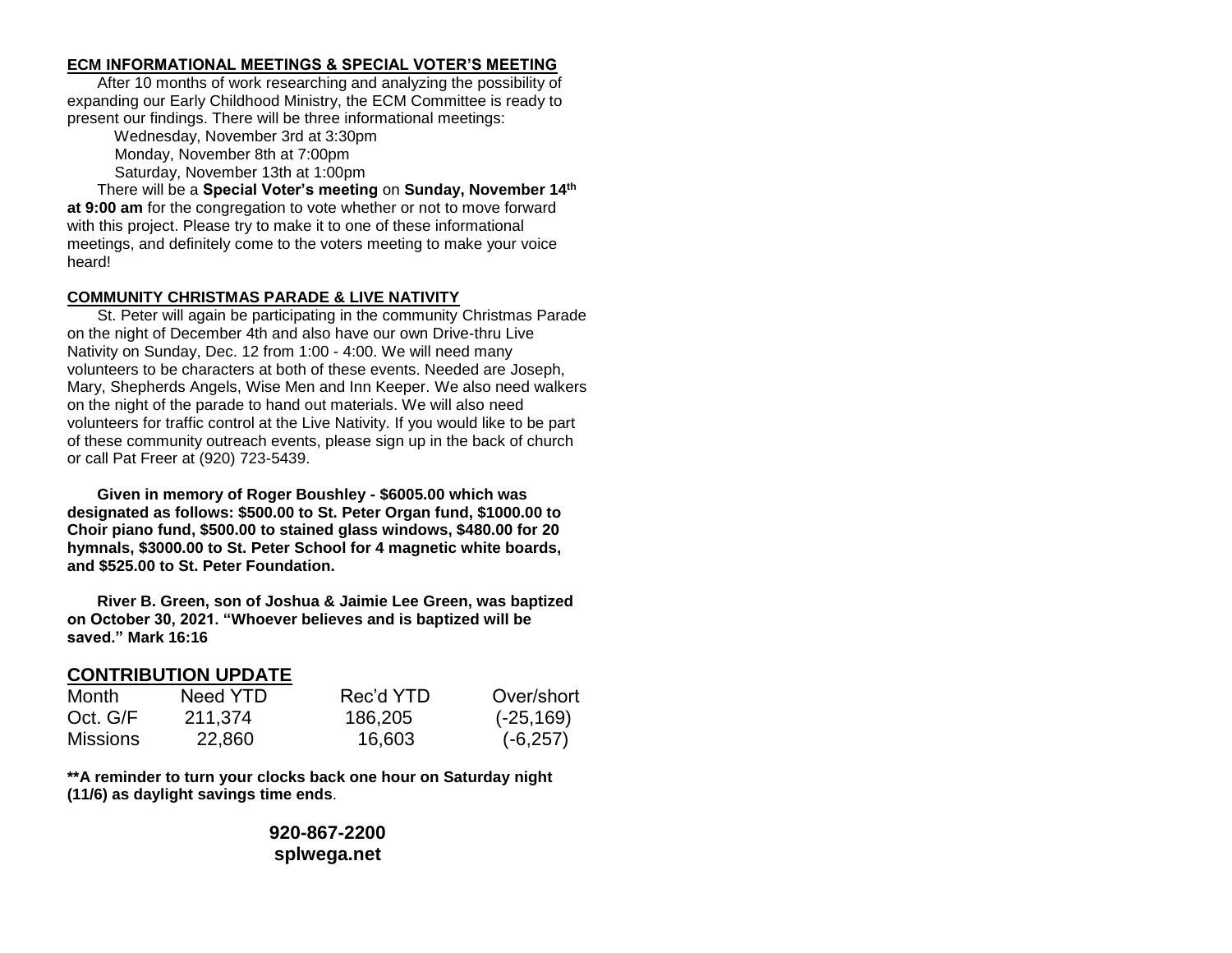## ECM INFORMATIONAL MEETINGS & SPECIAL VOTER'S MEETING

After 10 months of work researching and analyzing the possibility of expanding our Early Childhood Ministry, the ECM Committee is ready to present our findings. There will be three informational meetings:

Wednesday, November 3rd at 3:30pm
Monday, November 8th at 7:00pm
Saturday, November 13th at 1:00pm

There will be a **Special Voter's meeting** on **Sunday, November 14th at 9:00 am** for the congregation to vote whether or not to move forward with this project. Please try to make it to one of these informational meetings, and definitely come to the voters meeting to make your voice heard!

## COMMUNITY CHRISTMAS PARADE & LIVE NATIVITY

St. Peter will again be participating in the community Christmas Parade on the night of December 4th and also have our own Drive-thru Live Nativity on Sunday, Dec. 12 from 1:00 - 4:00. We will need many volunteers to be characters at both of these events. Needed are Joseph, Mary, Shepherds Angels, Wise Men and Inn Keeper. We also need walkers on the night of the parade to hand out materials. We will also need volunteers for traffic control at the Live Nativity. If you would like to be part of these community outreach events, please sign up in the back of church or call Pat Freer at (920) 723-5439.

**Given in memory of Roger Boushley - $6005.00 which was designated as follows: $500.00 to St. Peter Organ fund, $1000.00 to Choir piano fund, $500.00 to stained glass windows, $480.00 for 20 hymnals, $3000.00 to St. Peter School for 4 magnetic white boards, and $525.00 to St. Peter Foundation.**

**River B. Green, son of Joshua & Jaimie Lee Green, was baptized on October 30, 2021. "Whoever believes and is baptized will be saved." Mark 16:16**

## CONTRIBUTION UPDATE

| Month | Need YTD | Rec'd YTD | Over/short |
|---|---|---|---|
| Oct. G/F | 211,374 | 186,205 | (-25,169) |
| Missions | 22,860 | 16,603 | (-6,257) |

**\*\*A reminder to turn your clocks back one hour on Saturday night (11/6) as daylight savings time ends**.

**920-867-2200**
**splwega.net**